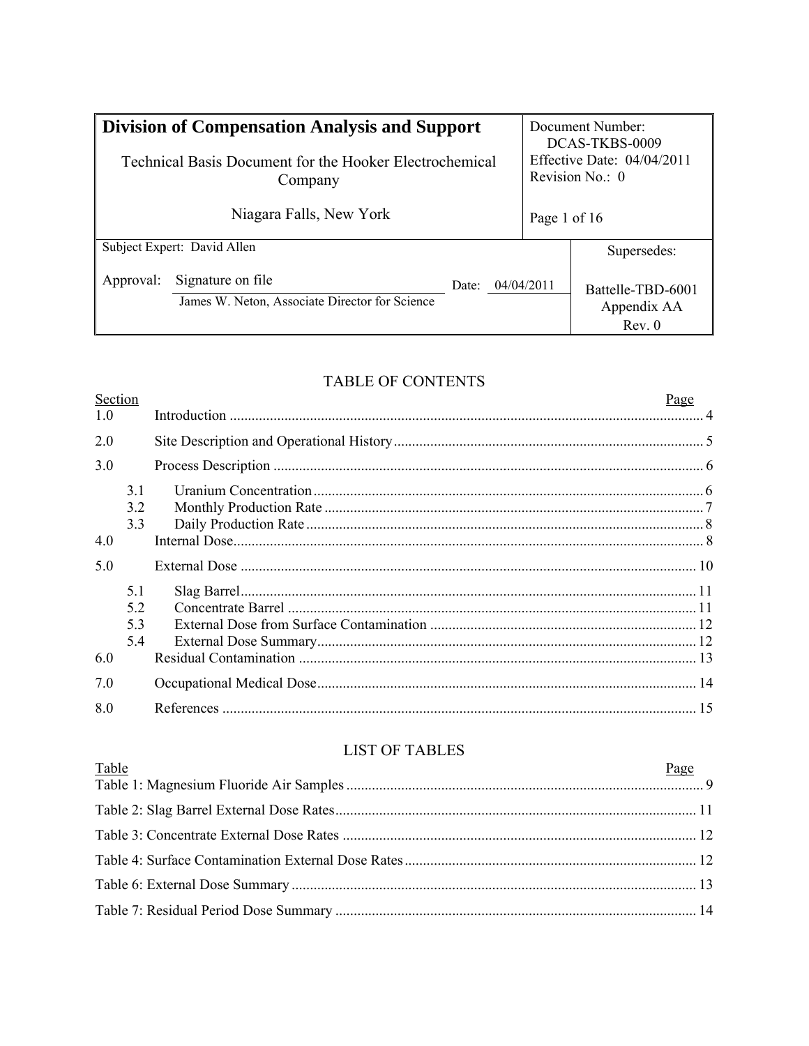| Division of Compensation Analysis and Support<br><br>Technical Basis Document for the Hooker Electrochemical Company<br><br>Niagara Falls, New York | | Document Number: DCAS-TKBS-0009<br>Effective Date: 04/04/2011<br>Revision No.: 0<br><br>Page 1 of 16 |
|---|---|---|
| Subject Expert: David Allen<br><br>Approval: Signature on file<br>James W. Neton, Associate Director for Science | Date: 04/04/2011 | Supersedes:<br><br>Battelle-TBD-6001 Appendix AA Rev. 0 |

## TABLE OF CONTENTS

| Section | | Page |
|---|---|---|
| 1.0 | Introduction | 4 |
| 2.0 | Site Description and Operational History | 5 |
| 3.0 | Process Description | 6 |
| 3.1 | Uranium Concentration | 6 |
| 3.2 | Monthly Production Rate | 7 |
| 3.3 | Daily Production Rate | 8 |
| 4.0 | Internal Dose | 8 |
| 5.0 | External Dose | 10 |
| 5.1 | Slag Barrel | 11 |
| 5.2 | Concentrate Barrel | 11 |
| 5.3 | External Dose from Surface Contamination | 12 |
| 5.4 | External Dose Summary | 12 |
| 6.0 | Residual Contamination | 13 |
| 7.0 | Occupational Medical Dose | 14 |
| 8.0 | References | 15 |

## LIST OF TABLES

| Table | Page |
|---|---|
| Table 1: Magnesium Fluoride Air Samples | 9 |
| Table 2: Slag Barrel External Dose Rates | 11 |
| Table 3: Concentrate External Dose Rates | 12 |
| Table 4: Surface Contamination External Dose Rates | 12 |
| Table 6: External Dose Summary | 13 |
| Table 7: Residual Period Dose Summary | 14 |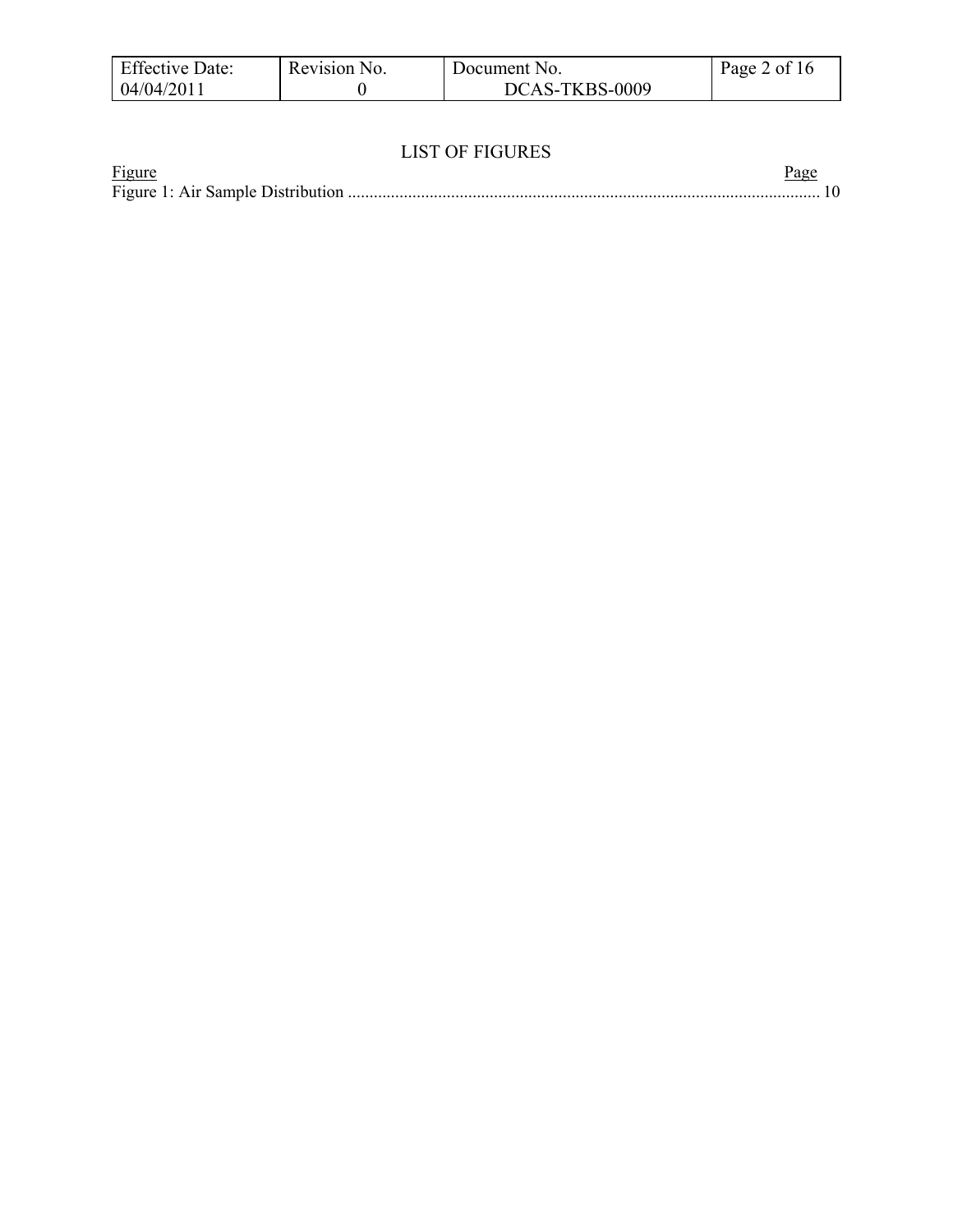## LIST OF FIGURES

Figure Page

Figure 1: Air Sample Distribution ............................................................................................................ 10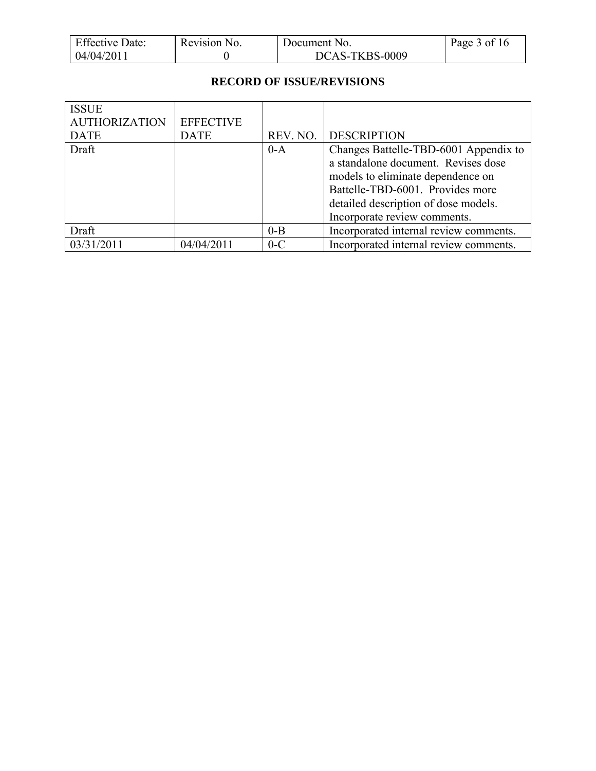## RECORD OF ISSUE/REVISIONS

| ISSUE AUTHORIZATION DATE | EFFECTIVE DATE | REV. NO. | DESCRIPTION |
|---|---|---|---|
| Draft | | 0-A | Changes Battelle-TBD-6001 Appendix to a standalone document. Revises dose models to eliminate dependence on Battelle-TBD-6001. Provides more detailed description of dose models. Incorporate review comments. |
| Draft | | 0-B | Incorporated internal review comments. |
| 03/31/2011 | 04/04/2011 | 0-C | Incorporated internal review comments. |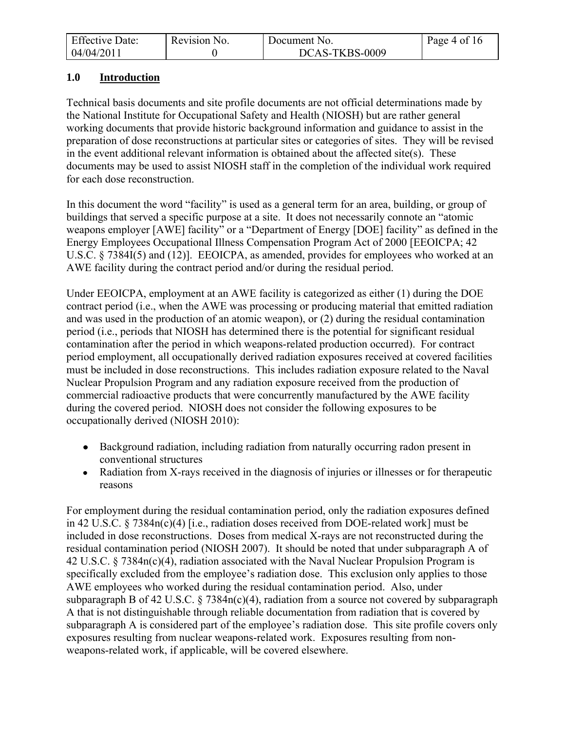## 1.0 Introduction

Technical basis documents and site profile documents are not official determinations made by the National Institute for Occupational Safety and Health (NIOSH) but are rather general working documents that provide historic background information and guidance to assist in the preparation of dose reconstructions at particular sites or categories of sites. They will be revised in the event additional relevant information is obtained about the affected site(s). These documents may be used to assist NIOSH staff in the completion of the individual work required for each dose reconstruction.

In this document the word "facility" is used as a general term for an area, building, or group of buildings that served a specific purpose at a site. It does not necessarily connote an "atomic weapons employer [AWE] facility" or a "Department of Energy [DOE] facility" as defined in the Energy Employees Occupational Illness Compensation Program Act of 2000 [EEOICPA; 42 U.S.C. § 7384I(5) and (12)]. EEOICPA, as amended, provides for employees who worked at an AWE facility during the contract period and/or during the residual period.

Under EEOICPA, employment at an AWE facility is categorized as either (1) during the DOE contract period (i.e., when the AWE was processing or producing material that emitted radiation and was used in the production of an atomic weapon), or (2) during the residual contamination period (i.e., periods that NIOSH has determined there is the potential for significant residual contamination after the period in which weapons-related production occurred). For contract period employment, all occupationally derived radiation exposures received at covered facilities must be included in dose reconstructions. This includes radiation exposure related to the Naval Nuclear Propulsion Program and any radiation exposure received from the production of commercial radioactive products that were concurrently manufactured by the AWE facility during the covered period. NIOSH does not consider the following exposures to be occupationally derived (NIOSH 2010):

- Background radiation, including radiation from naturally occurring radon present in conventional structures
- Radiation from X-rays received in the diagnosis of injuries or illnesses or for therapeutic reasons

For employment during the residual contamination period, only the radiation exposures defined in 42 U.S.C. § 7384n(c)(4) [i.e., radiation doses received from DOE-related work] must be included in dose reconstructions. Doses from medical X-rays are not reconstructed during the residual contamination period (NIOSH 2007). It should be noted that under subparagraph A of 42 U.S.C. § 7384n(c)(4), radiation associated with the Naval Nuclear Propulsion Program is specifically excluded from the employee's radiation dose. This exclusion only applies to those AWE employees who worked during the residual contamination period. Also, under subparagraph B of 42 U.S.C. § 7384n(c)(4), radiation from a source not covered by subparagraph A that is not distinguishable through reliable documentation from radiation that is covered by subparagraph A is considered part of the employee's radiation dose. This site profile covers only exposures resulting from nuclear weapons-related work. Exposures resulting from non-weapons-related work, if applicable, will be covered elsewhere.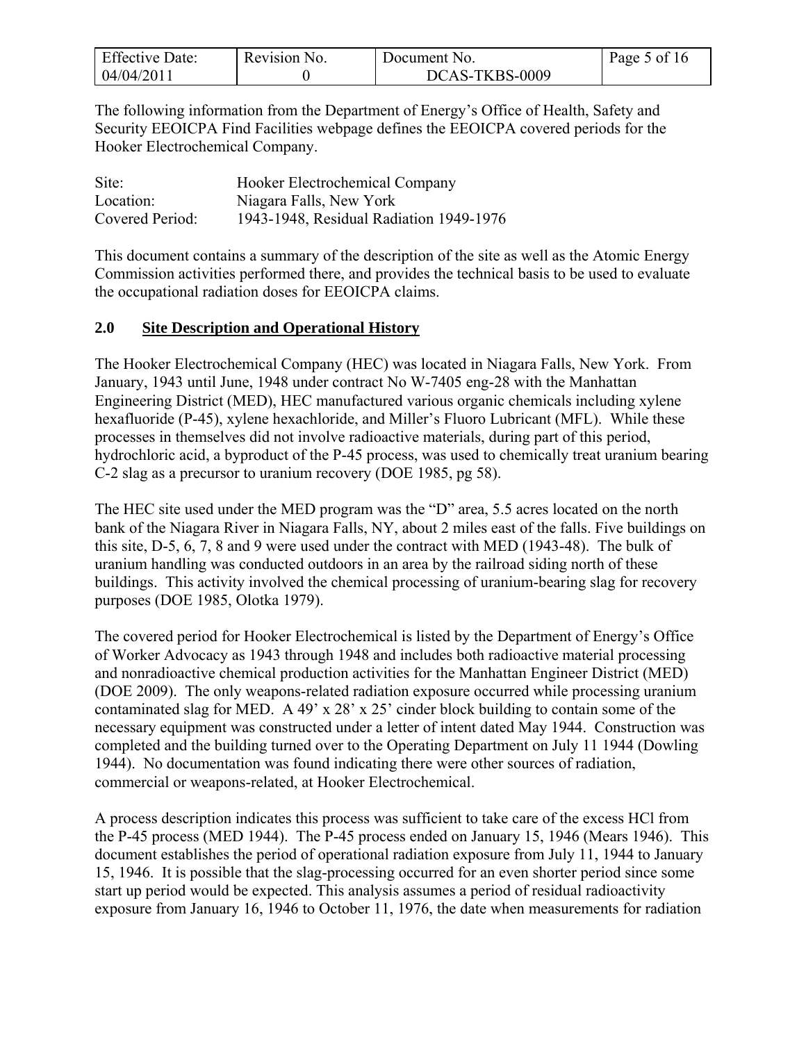The following information from the Department of Energy's Office of Health, Safety and Security EEOICPA Find Facilities webpage defines the EEOICPA covered periods for the Hooker Electrochemical Company.

| | |
|---|---|
| Site: | Hooker Electrochemical Company |
| Location: | Niagara Falls, New York |
| Covered Period: | 1943-1948, Residual Radiation 1949-1976 |

This document contains a summary of the description of the site as well as the Atomic Energy Commission activities performed there, and provides the technical basis to be used to evaluate the occupational radiation doses for EEOICPA claims.

## 2.0 Site Description and Operational History

The Hooker Electrochemical Company (HEC) was located in Niagara Falls, New York. From January, 1943 until June, 1948 under contract No W-7405 eng-28 with the Manhattan Engineering District (MED), HEC manufactured various organic chemicals including xylene hexafluoride (P-45), xylene hexachloride, and Miller's Fluoro Lubricant (MFL). While these processes in themselves did not involve radioactive materials, during part of this period, hydrochloric acid, a byproduct of the P-45 process, was used to chemically treat uranium bearing C-2 slag as a precursor to uranium recovery (DOE 1985, pg 58).

The HEC site used under the MED program was the "D" area, 5.5 acres located on the north bank of the Niagara River in Niagara Falls, NY, about 2 miles east of the falls. Five buildings on this site, D-5, 6, 7, 8 and 9 were used under the contract with MED (1943-48). The bulk of uranium handling was conducted outdoors in an area by the railroad siding north of these buildings. This activity involved the chemical processing of uranium-bearing slag for recovery purposes (DOE 1985, Olotka 1979).

The covered period for Hooker Electrochemical is listed by the Department of Energy's Office of Worker Advocacy as 1943 through 1948 and includes both radioactive material processing and nonradioactive chemical production activities for the Manhattan Engineer District (MED) (DOE 2009). The only weapons-related radiation exposure occurred while processing uranium contaminated slag for MED. A 49' x 28' x 25' cinder block building to contain some of the necessary equipment was constructed under a letter of intent dated May 1944. Construction was completed and the building turned over to the Operating Department on July 11 1944 (Dowling 1944). No documentation was found indicating there were other sources of radiation, commercial or weapons-related, at Hooker Electrochemical.

A process description indicates this process was sufficient to take care of the excess HCl from the P-45 process (MED 1944). The P-45 process ended on January 15, 1946 (Mears 1946). This document establishes the period of operational radiation exposure from July 11, 1944 to January 15, 1946. It is possible that the slag-processing occurred for an even shorter period since some start up period would be expected. This analysis assumes a period of residual radioactivity exposure from January 16, 1946 to October 11, 1976, the date when measurements for radiation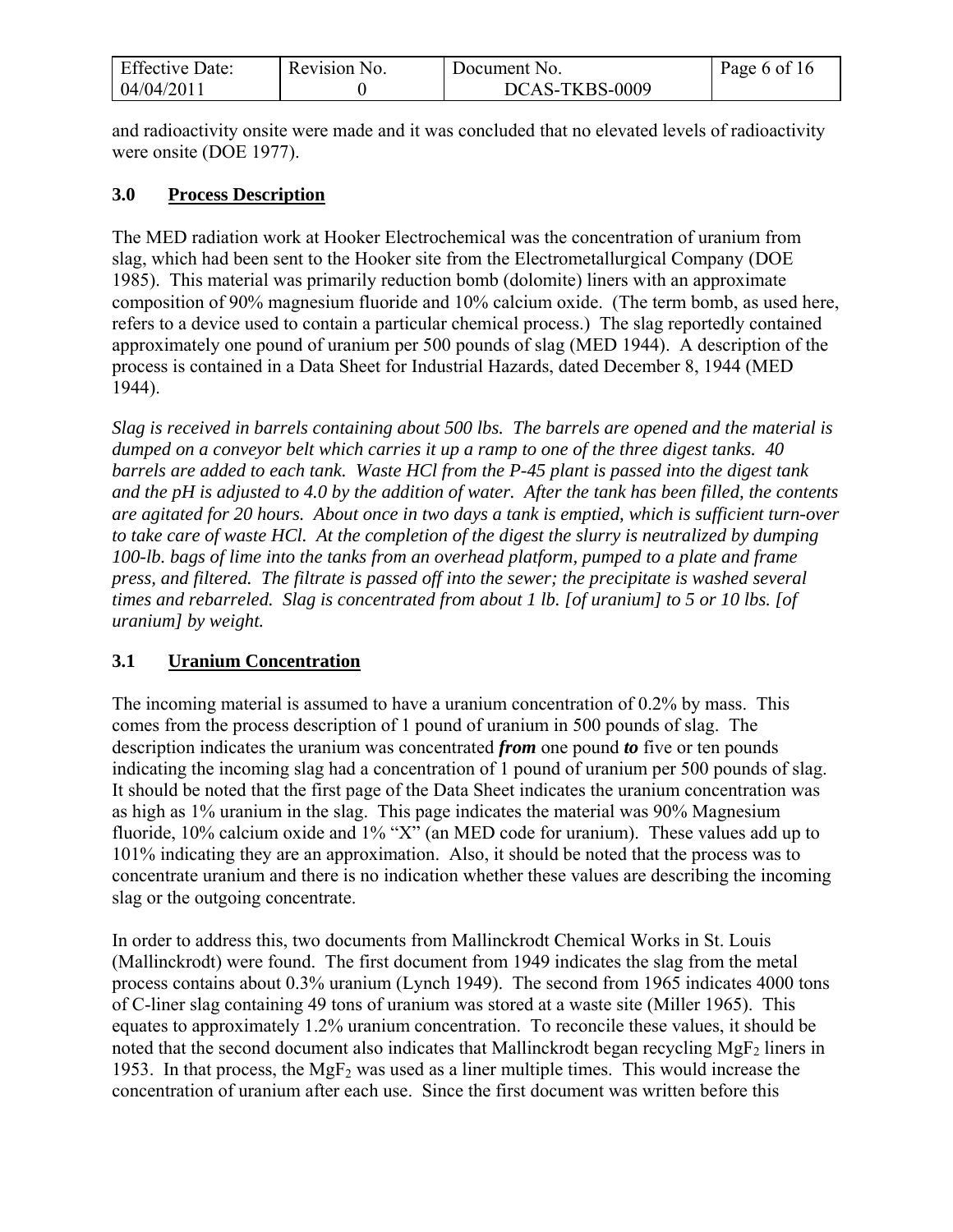and radioactivity onsite were made and it was concluded that no elevated levels of radioactivity were onsite (DOE 1977).

## 3.0 Process Description

The MED radiation work at Hooker Electrochemical was the concentration of uranium from slag, which had been sent to the Hooker site from the Electrometallurgical Company (DOE 1985). This material was primarily reduction bomb (dolomite) liners with an approximate composition of 90% magnesium fluoride and 10% calcium oxide. (The term bomb, as used here, refers to a device used to contain a particular chemical process.) The slag reportedly contained approximately one pound of uranium per 500 pounds of slag (MED 1944). A description of the process is contained in a Data Sheet for Industrial Hazards, dated December 8, 1944 (MED 1944).

*Slag is received in barrels containing about 500 lbs. The barrels are opened and the material is dumped on a conveyor belt which carries it up a ramp to one of the three digest tanks. 40 barrels are added to each tank. Waste HCl from the P-45 plant is passed into the digest tank and the pH is adjusted to 4.0 by the addition of water. After the tank has been filled, the contents are agitated for 20 hours. About once in two days a tank is emptied, which is sufficient turn-over to take care of waste HCl. At the completion of the digest the slurry is neutralized by dumping 100-lb. bags of lime into the tanks from an overhead platform, pumped to a plate and frame press, and filtered. The filtrate is passed off into the sewer; the precipitate is washed several times and rebarreled. Slag is concentrated from about 1 lb. [of uranium] to 5 or 10 lbs. [of uranium] by weight.*

## 3.1 Uranium Concentration

The incoming material is assumed to have a uranium concentration of 0.2% by mass. This comes from the process description of 1 pound of uranium in 500 pounds of slag. The description indicates the uranium was concentrated ***from*** one pound ***to*** five or ten pounds indicating the incoming slag had a concentration of 1 pound of uranium per 500 pounds of slag. It should be noted that the first page of the Data Sheet indicates the uranium concentration was as high as 1% uranium in the slag. This page indicates the material was 90% Magnesium fluoride, 10% calcium oxide and 1% "X" (an MED code for uranium). These values add up to 101% indicating they are an approximation. Also, it should be noted that the process was to concentrate uranium and there is no indication whether these values are describing the incoming slag or the outgoing concentrate.

In order to address this, two documents from Mallinckrodt Chemical Works in St. Louis (Mallinckrodt) were found. The first document from 1949 indicates the slag from the metal process contains about 0.3% uranium (Lynch 1949). The second from 1965 indicates 4000 tons of C-liner slag containing 49 tons of uranium was stored at a waste site (Miller 1965). This equates to approximately 1.2% uranium concentration. To reconcile these values, it should be noted that the second document also indicates that Mallinckrodt began recycling $MgF_2$ liners in 1953. In that process, the $MgF_2$ was used as a liner multiple times. This would increase the concentration of uranium after each use. Since the first document was written before this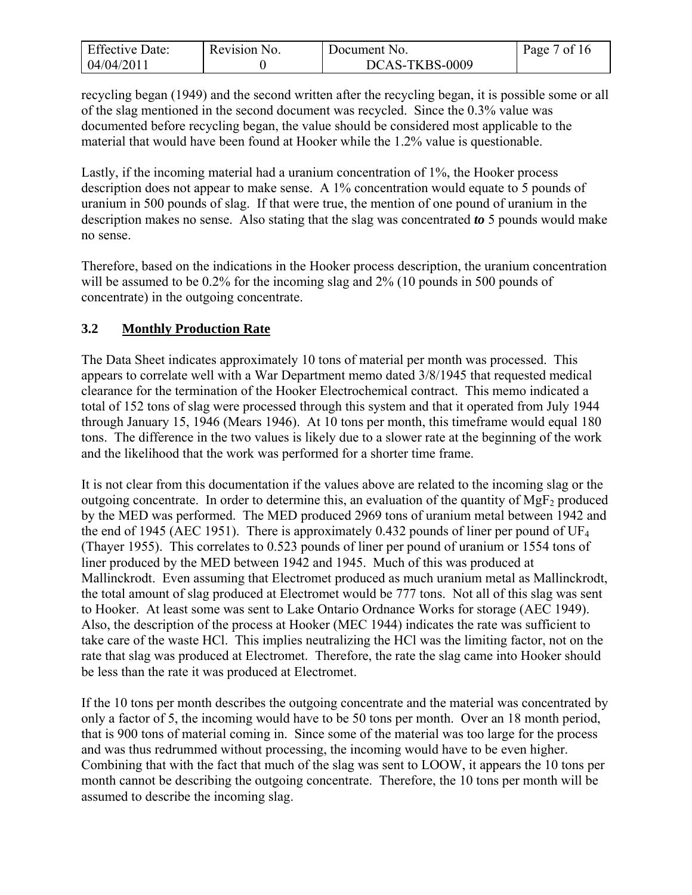recycling began (1949) and the second written after the recycling began, it is possible some or all of the slag mentioned in the second document was recycled. Since the 0.3% value was documented before recycling began, the value should be considered most applicable to the material that would have been found at Hooker while the 1.2% value is questionable.

Lastly, if the incoming material had a uranium concentration of 1%, the Hooker process description does not appear to make sense. A 1% concentration would equate to 5 pounds of uranium in 500 pounds of slag. If that were true, the mention of one pound of uranium in the description makes no sense. Also stating that the slag was concentrated ***to*** 5 pounds would make no sense.

Therefore, based on the indications in the Hooker process description, the uranium concentration will be assumed to be 0.2% for the incoming slag and 2% (10 pounds in 500 pounds of concentrate) in the outgoing concentrate.

## 3.2 Monthly Production Rate

The Data Sheet indicates approximately 10 tons of material per month was processed. This appears to correlate well with a War Department memo dated 3/8/1945 that requested medical clearance for the termination of the Hooker Electrochemical contract. This memo indicated a total of 152 tons of slag were processed through this system and that it operated from July 1944 through January 15, 1946 (Mears 1946). At 10 tons per month, this timeframe would equal 180 tons. The difference in the two values is likely due to a slower rate at the beginning of the work and the likelihood that the work was performed for a shorter time frame.

It is not clear from this documentation if the values above are related to the incoming slag or the outgoing concentrate. In order to determine this, an evaluation of the quantity of $MgF_2$ produced by the MED was performed. The MED produced 2969 tons of uranium metal between 1942 and the end of 1945 (AEC 1951). There is approximately 0.432 pounds of liner per pound of $UF_4$ (Thayer 1955). This correlates to 0.523 pounds of liner per pound of uranium or 1554 tons of liner produced by the MED between 1942 and 1945. Much of this was produced at Mallinckrodt. Even assuming that Electromet produced as much uranium metal as Mallinckrodt, the total amount of slag produced at Electromet would be 777 tons. Not all of this slag was sent to Hooker. At least some was sent to Lake Ontario Ordnance Works for storage (AEC 1949). Also, the description of the process at Hooker (MEC 1944) indicates the rate was sufficient to take care of the waste HCl. This implies neutralizing the HCl was the limiting factor, not on the rate that slag was produced at Electromet. Therefore, the rate the slag came into Hooker should be less than the rate it was produced at Electromet.

If the 10 tons per month describes the outgoing concentrate and the material was concentrated by only a factor of 5, the incoming would have to be 50 tons per month. Over an 18 month period, that is 900 tons of material coming in. Since some of the material was too large for the process and was thus redrummed without processing, the incoming would have to be even higher. Combining that with the fact that much of the slag was sent to LOOW, it appears the 10 tons per month cannot be describing the outgoing concentrate. Therefore, the 10 tons per month will be assumed to describe the incoming slag.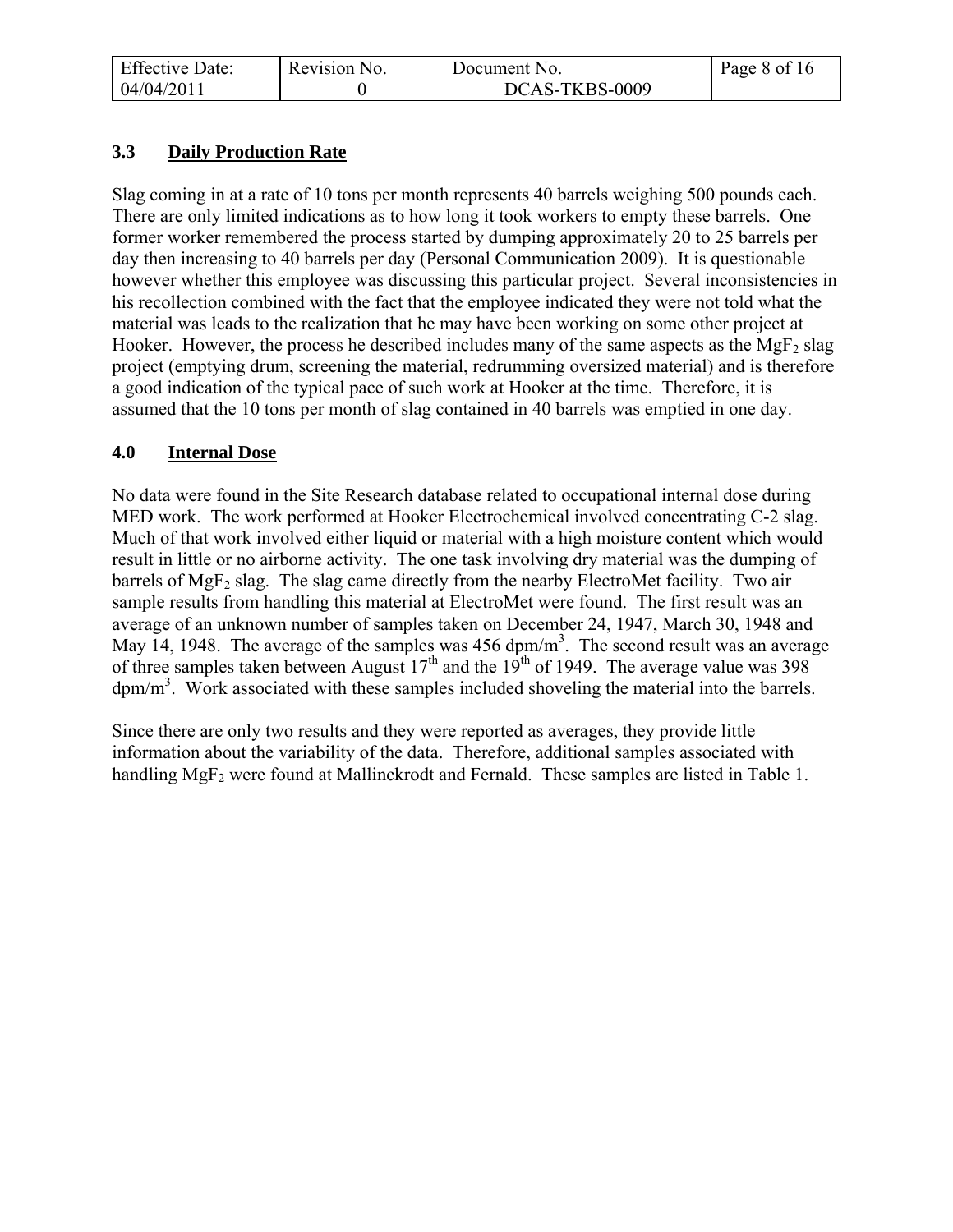## 3.3 Daily Production Rate

Slag coming in at a rate of 10 tons per month represents 40 barrels weighing 500 pounds each. There are only limited indications as to how long it took workers to empty these barrels. One former worker remembered the process started by dumping approximately 20 to 25 barrels per day then increasing to 40 barrels per day (Personal Communication 2009). It is questionable however whether this employee was discussing this particular project. Several inconsistencies in his recollection combined with the fact that the employee indicated they were not told what the material was leads to the realization that he may have been working on some other project at Hooker. However, the process he described includes many of the same aspects as the $MgF_2$ slag project (emptying drum, screening the material, redrumming oversized material) and is therefore a good indication of the typical pace of such work at Hooker at the time. Therefore, it is assumed that the 10 tons per month of slag contained in 40 barrels was emptied in one day.

## 4.0 Internal Dose

No data were found in the Site Research database related to occupational internal dose during MED work. The work performed at Hooker Electrochemical involved concentrating C-2 slag. Much of that work involved either liquid or material with a high moisture content which would result in little or no airborne activity. The one task involving dry material was the dumping of barrels of $MgF_2$ slag. The slag came directly from the nearby ElectroMet facility. Two air sample results from handling this material at ElectroMet were found. The first result was an average of an unknown number of samples taken on December 24, 1947, March 30, 1948 and May 14, 1948. The average of the samples was 456 $dpm/m^3$. The second result was an average of three samples taken between August 17th and the 19th of 1949. The average value was 398 $dpm/m^3$. Work associated with these samples included shoveling the material into the barrels.

Since there are only two results and they were reported as averages, they provide little information about the variability of the data. Therefore, additional samples associated with handling $MgF_2$ were found at Mallinckrodt and Fernald. These samples are listed in Table 1.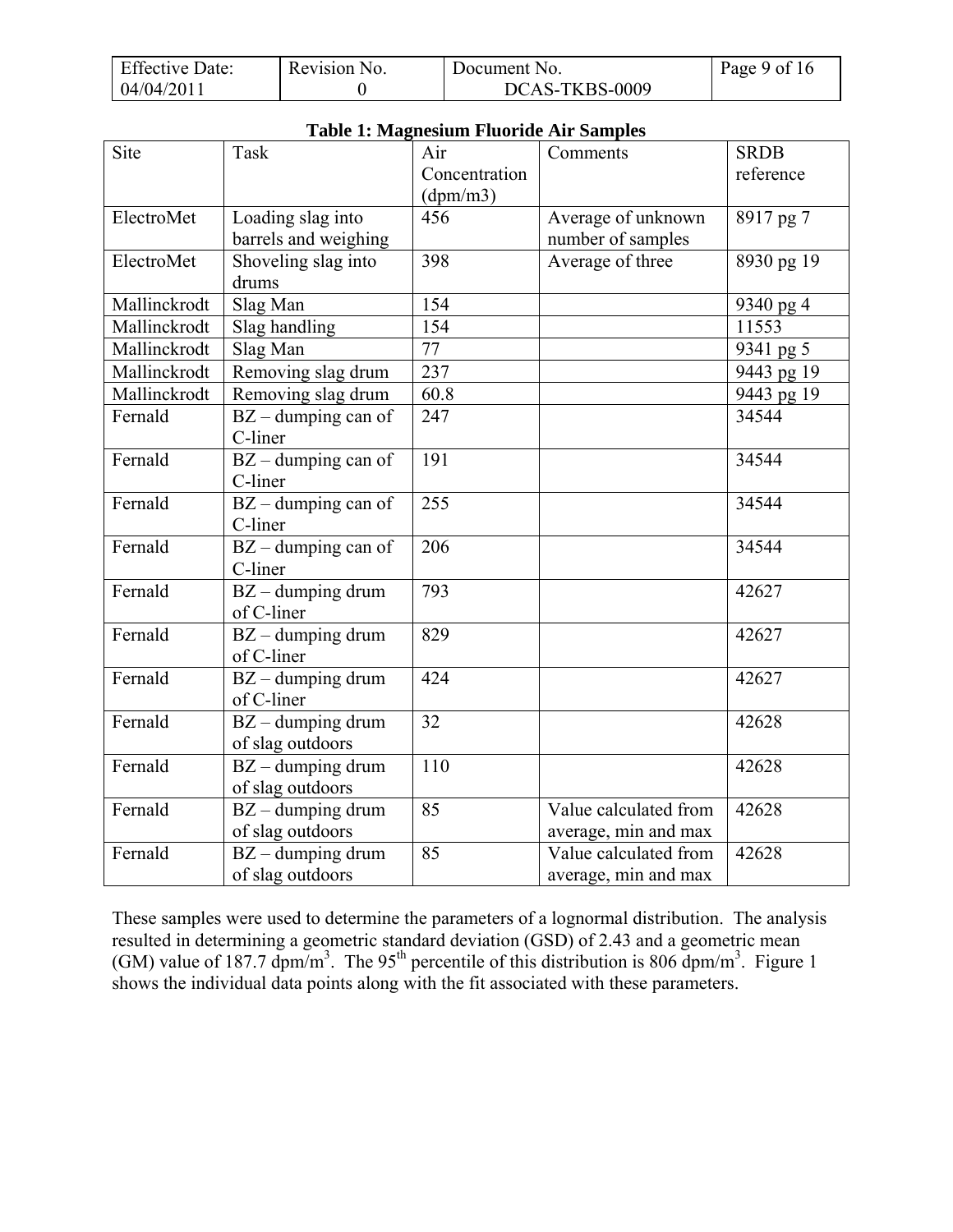**Table 1: Magnesium Fluoride Air Samples**

| Site | Task | Air Concentration (dpm/m3) | Comments | SRDB reference |
|---|---|---|---|---|
| ElectroMet | Loading slag into barrels and weighing | 456 | Average of unknown number of samples | 8917 pg 7 |
| ElectroMet | Shoveling slag into drums | 398 | Average of three | 8930 pg 19 |
| Mallinckrodt | Slag Man | 154 | | 9340 pg 4 |
| Mallinckrodt | Slag handling | 154 | | 11553 |
| Mallinckrodt | Slag Man | 77 | | 9341 pg 5 |
| Mallinckrodt | Removing slag drum | 237 | | 9443 pg 19 |
| Mallinckrodt | Removing slag drum | 60.8 | | 9443 pg 19 |
| Fernald | BZ – dumping can of C-liner | 247 | | 34544 |
| Fernald | BZ – dumping can of C-liner | 191 | | 34544 |
| Fernald | BZ – dumping can of C-liner | 255 | | 34544 |
| Fernald | BZ – dumping can of C-liner | 206 | | 34544 |
| Fernald | BZ – dumping drum of C-liner | 793 | | 42627 |
| Fernald | BZ – dumping drum of C-liner | 829 | | 42627 |
| Fernald | BZ – dumping drum of C-liner | 424 | | 42627 |
| Fernald | BZ – dumping drum of slag outdoors | 32 | | 42628 |
| Fernald | BZ – dumping drum of slag outdoors | 110 | | 42628 |
| Fernald | BZ – dumping drum of slag outdoors | 85 | Value calculated from average, min and max | 42628 |
| Fernald | BZ – dumping drum of slag outdoors | 85 | Value calculated from average, min and max | 42628 |

These samples were used to determine the parameters of a lognormal distribution. The analysis resulted in determining a geometric standard deviation (GSD) of 2.43 and a geometric mean (GM) value of 187.7 dpm/$m^3$. The $95^{th}$ percentile of this distribution is 806 dpm/$m^3$. Figure 1 shows the individual data points along with the fit associated with these parameters.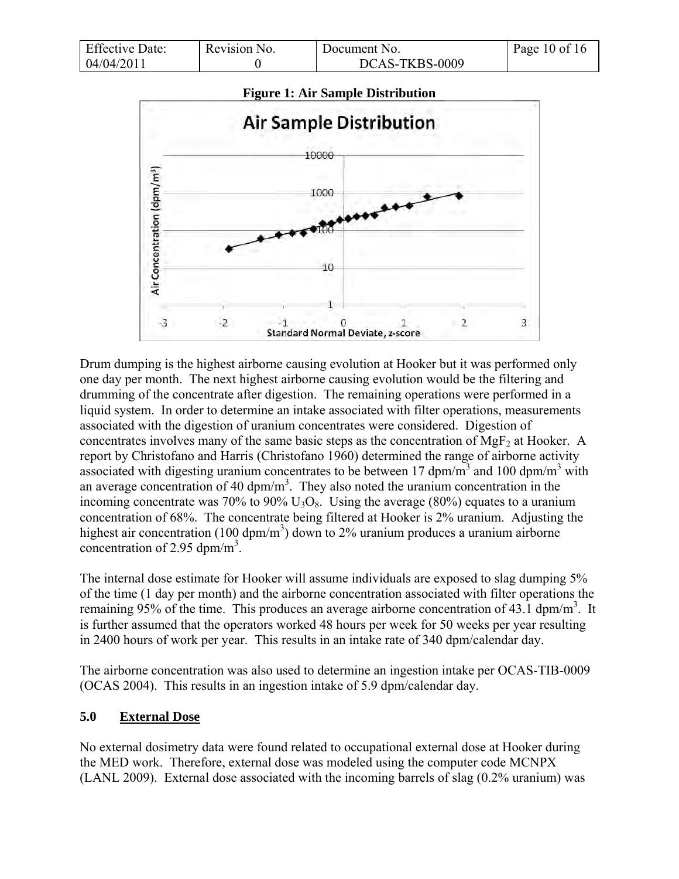**Figure 1: Air Sample Distribution**

Air Sample Distribution

Air Concentration (dpm/m³)

10000
1000
100
10
1

-3 -2 -1 0 1 2 3

Standard Normal Deviate, z-score

Drum dumping is the highest airborne causing evolution at Hooker but it was performed only one day per month. The next highest airborne causing evolution would be the filtering and drumming of the concentrate after digestion. The remaining operations were performed in a liquid system. In order to determine an intake associated with filter operations, measurements associated with the digestion of uranium concentrates were considered. Digestion of concentrates involves many of the same basic steps as the concentration of $MgF_2$ at Hooker. A report by Christofano and Harris (Christofano 1960) determined the range of airborne activity associated with digesting uranium concentrates to be between 17 dpm/m$^3$ and 100 dpm/m$^3$ with an average concentration of 40 dpm/m$^3$. They also noted the uranium concentration in the incoming concentrate was 70% to 90% $U_3O_8$. Using the average (80%) equates to a uranium concentration of 68%. The concentrate being filtered at Hooker is 2% uranium. Adjusting the highest air concentration (100 dpm/m$^3$) down to 2% uranium produces a uranium airborne concentration of 2.95 dpm/m$^3$.

The internal dose estimate for Hooker will assume individuals are exposed to slag dumping 5% of the time (1 day per month) and the airborne concentration associated with filter operations the remaining 95% of the time. This produces an average airborne concentration of 43.1 dpm/m$^3$. It is further assumed that the operators worked 48 hours per week for 50 weeks per year resulting in 2400 hours of work per year. This results in an intake rate of 340 dpm/calendar day.

The airborne concentration was also used to determine an ingestion intake per OCAS-TIB-0009 (OCAS 2004). This results in an ingestion intake of 5.9 dpm/calendar day.

## 5.0 External Dose

No external dosimetry data were found related to occupational external dose at Hooker during the MED work. Therefore, external dose was modeled using the computer code MCNPX (LANL 2009). External dose associated with the incoming barrels of slag (0.2% uranium) was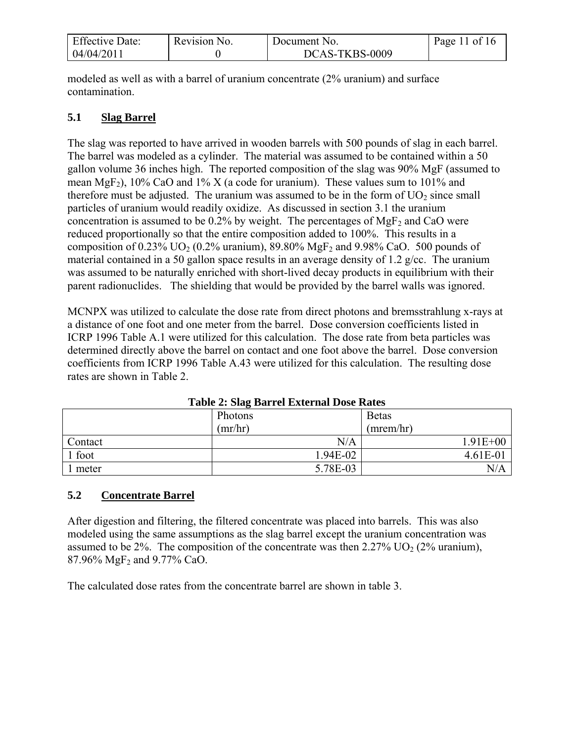modeled as well as with a barrel of uranium concentrate (2% uranium) and surface contamination.

## 5.1 Slag Barrel

The slag was reported to have arrived in wooden barrels with 500 pounds of slag in each barrel. The barrel was modeled as a cylinder. The material was assumed to be contained within a 50 gallon volume 36 inches high. The reported composition of the slag was 90% MgF (assumed to mean $MgF_2$), 10% CaO and 1% X (a code for uranium). These values sum to 101% and therefore must be adjusted. The uranium was assumed to be in the form of $UO_2$ since small particles of uranium would readily oxidize. As discussed in section 3.1 the uranium concentration is assumed to be 0.2% by weight. The percentages of $MgF_2$ and CaO were reduced proportionally so that the entire composition added to 100%. This results in a composition of 0.23% $UO_2$ (0.2% uranium), 89.80% $MgF_2$ and 9.98% CaO. 500 pounds of material contained in a 50 gallon space results in an average density of 1.2 g/cc. The uranium was assumed to be naturally enriched with short-lived decay products in equilibrium with their parent radionuclides. The shielding that would be provided by the barrel walls was ignored.

MCNPX was utilized to calculate the dose rate from direct photons and bremsstrahlung x-rays at a distance of one foot and one meter from the barrel. Dose conversion coefficients listed in ICRP 1996 Table A.1 were utilized for this calculation. The dose rate from beta particles was determined directly above the barrel on contact and one foot above the barrel. Dose conversion coefficients from ICRP 1996 Table A.43 were utilized for this calculation. The resulting dose rates are shown in Table 2.

**Table 2: Slag Barrel External Dose Rates**

| | Photons (mr/hr) | Betas (mrem/hr) |
|---|---|---|
| Contact | N/A | 1.91E+00 |
| 1 foot | 1.94E-02 | 4.61E-01 |
| 1 meter | 5.78E-03 | N/A |

## 5.2 Concentrate Barrel

After digestion and filtering, the filtered concentrate was placed into barrels. This was also modeled using the same assumptions as the slag barrel except the uranium concentration was assumed to be 2%. The composition of the concentrate was then 2.27% $UO_2$ (2% uranium), 87.96% $MgF_2$ and 9.77% CaO.

The calculated dose rates from the concentrate barrel are shown in table 3.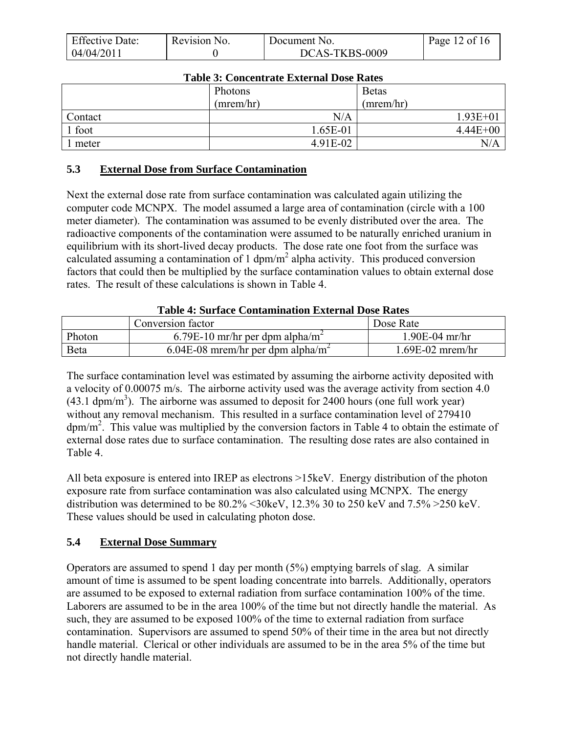**Table 3: Concentrate External Dose Rates**

| | Photons (mrem/hr) | Betas (mrem/hr) |
|---|---|---|
| Contact | N/A | 1.93E+01 |
| 1 foot | 1.65E-01 | 4.44E+00 |
| 1 meter | 4.91E-02 | N/A |

## 5.3 External Dose from Surface Contamination

Next the external dose rate from surface contamination was calculated again utilizing the computer code MCNPX. The model assumed a large area of contamination (circle with a 100 meter diameter). The contamination was assumed to be evenly distributed over the area. The radioactive components of the contamination were assumed to be naturally enriched uranium in equilibrium with its short-lived decay products. The dose rate one foot from the surface was calculated assuming a contamination of 1 dpm/$m^2$ alpha activity. This produced conversion factors that could then be multiplied by the surface contamination values to obtain external dose rates. The result of these calculations is shown in Table 4.

**Table 4: Surface Contamination External Dose Rates**

| | Conversion factor | Dose Rate |
|---|---|---|
| Photon | 6.79E-10 mr/hr per dpm alpha/$m^2$ | 1.90E-04 mr/hr |
| Beta | 6.04E-08 mrem/hr per dpm alpha/$m^2$ | 1.69E-02 mrem/hr |

The surface contamination level was estimated by assuming the airborne activity deposited with a velocity of 0.00075 m/s. The airborne activity used was the average activity from section 4.0 (43.1 dpm/$m^3$). The airborne was assumed to deposit for 2400 hours (one full work year) without any removal mechanism. This resulted in a surface contamination level of 279410 dpm/$m^2$. This value was multiplied by the conversion factors in Table 4 to obtain the estimate of external dose rates due to surface contamination. The resulting dose rates are also contained in Table 4.

All beta exposure is entered into IREP as electrons >15keV. Energy distribution of the photon exposure rate from surface contamination was also calculated using MCNPX. The energy distribution was determined to be 80.2% <30keV, 12.3% 30 to 250 keV and 7.5% >250 keV. These values should be used in calculating photon dose.

## 5.4 External Dose Summary

Operators are assumed to spend 1 day per month (5%) emptying barrels of slag. A similar amount of time is assumed to be spent loading concentrate into barrels. Additionally, operators are assumed to be exposed to external radiation from surface contamination 100% of the time. Laborers are assumed to be in the area 100% of the time but not directly handle the material. As such, they are assumed to be exposed 100% of the time to external radiation from surface contamination. Supervisors are assumed to spend 50% of their time in the area but not directly handle material. Clerical or other individuals are assumed to be in the area 5% of the time but not directly handle material.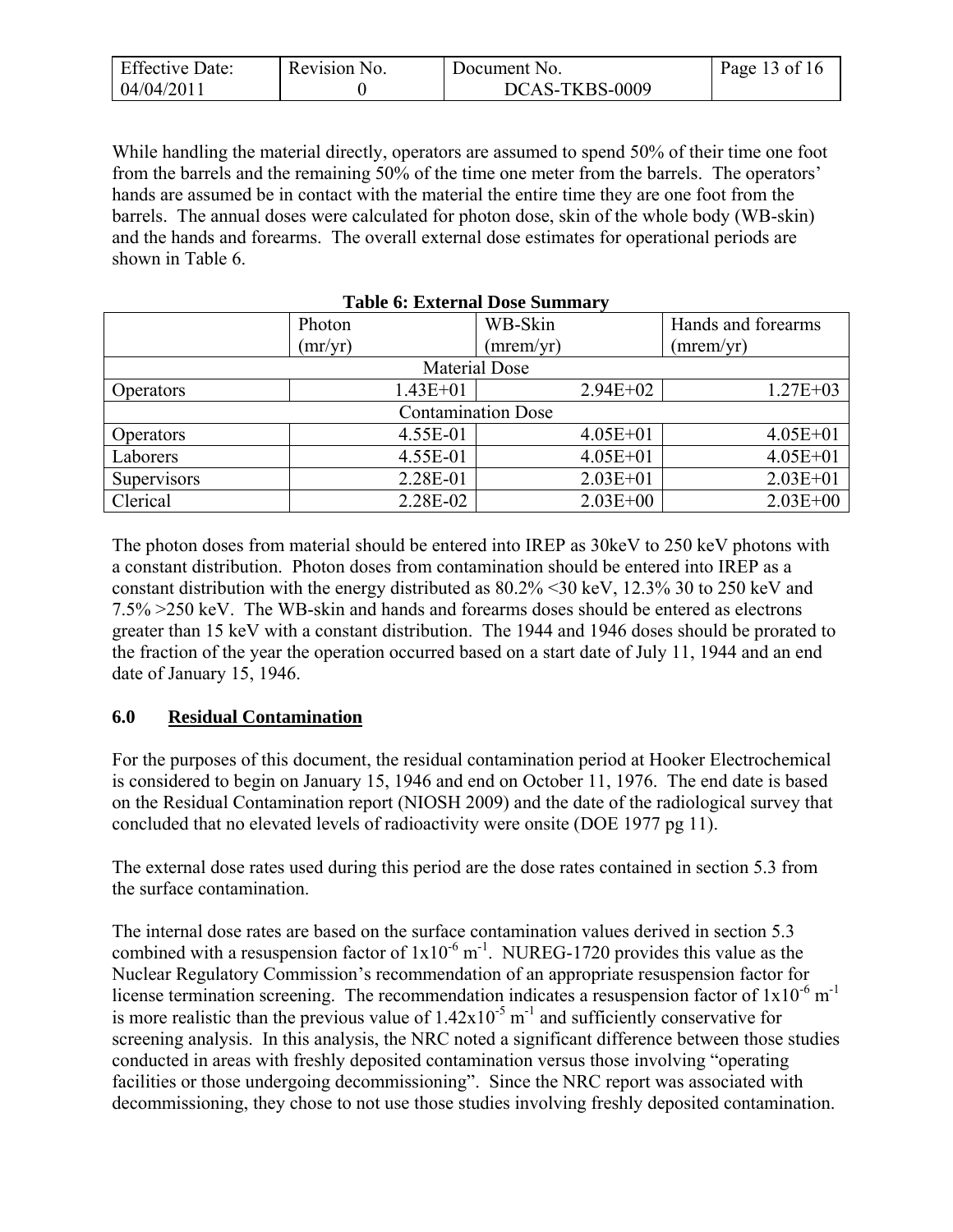While handling the material directly, operators are assumed to spend 50% of their time one foot from the barrels and the remaining 50% of the time one meter from the barrels. The operators' hands are assumed be in contact with the material the entire time they are one foot from the barrels. The annual doses were calculated for photon dose, skin of the whole body (WB-skin) and the hands and forearms. The overall external dose estimates for operational periods are shown in Table 6.

**Table 6: External Dose Summary**

| | Photon (mr/yr) | WB-Skin (mrem/yr) | Hands and forearms (mrem/yr) |
|---|---|---|---|
| Material Dose | | | |
| Operators | 1.43E+01 | 2.94E+02 | 1.27E+03 |
| Contamination Dose | | | |
| Operators | 4.55E-01 | 4.05E+01 | 4.05E+01 |
| Laborers | 4.55E-01 | 4.05E+01 | 4.05E+01 |
| Supervisors | 2.28E-01 | 2.03E+01 | 2.03E+01 |
| Clerical | 2.28E-02 | 2.03E+00 | 2.03E+00 |

The photon doses from material should be entered into IREP as 30keV to 250 keV photons with a constant distribution. Photon doses from contamination should be entered into IREP as a constant distribution with the energy distributed as 80.2% <30 keV, 12.3% 30 to 250 keV and 7.5% >250 keV. The WB-skin and hands and forearms doses should be entered as electrons greater than 15 keV with a constant distribution. The 1944 and 1946 doses should be prorated to the fraction of the year the operation occurred based on a start date of July 11, 1944 and an end date of January 15, 1946.

## 6.0 Residual Contamination

For the purposes of this document, the residual contamination period at Hooker Electrochemical is considered to begin on January 15, 1946 and end on October 11, 1976. The end date is based on the Residual Contamination report (NIOSH 2009) and the date of the radiological survey that concluded that no elevated levels of radioactivity were onsite (DOE 1977 pg 11).

The external dose rates used during this period are the dose rates contained in section 5.3 from the surface contamination.

The internal dose rates are based on the surface contamination values derived in section 5.3 combined with a resuspension factor of $1 \times 10^{-6}$ m$^{-1}$. NUREG-1720 provides this value as the Nuclear Regulatory Commission's recommendation of an appropriate resuspension factor for license termination screening. The recommendation indicates a resuspension factor of $1 \times 10^{-6}$ m$^{-1}$ is more realistic than the previous value of $1.42 \times 10^{-5}$ m$^{-1}$ and sufficiently conservative for screening analysis. In this analysis, the NRC noted a significant difference between those studies conducted in areas with freshly deposited contamination versus those involving "operating facilities or those undergoing decommissioning". Since the NRC report was associated with decommissioning, they chose to not use those studies involving freshly deposited contamination.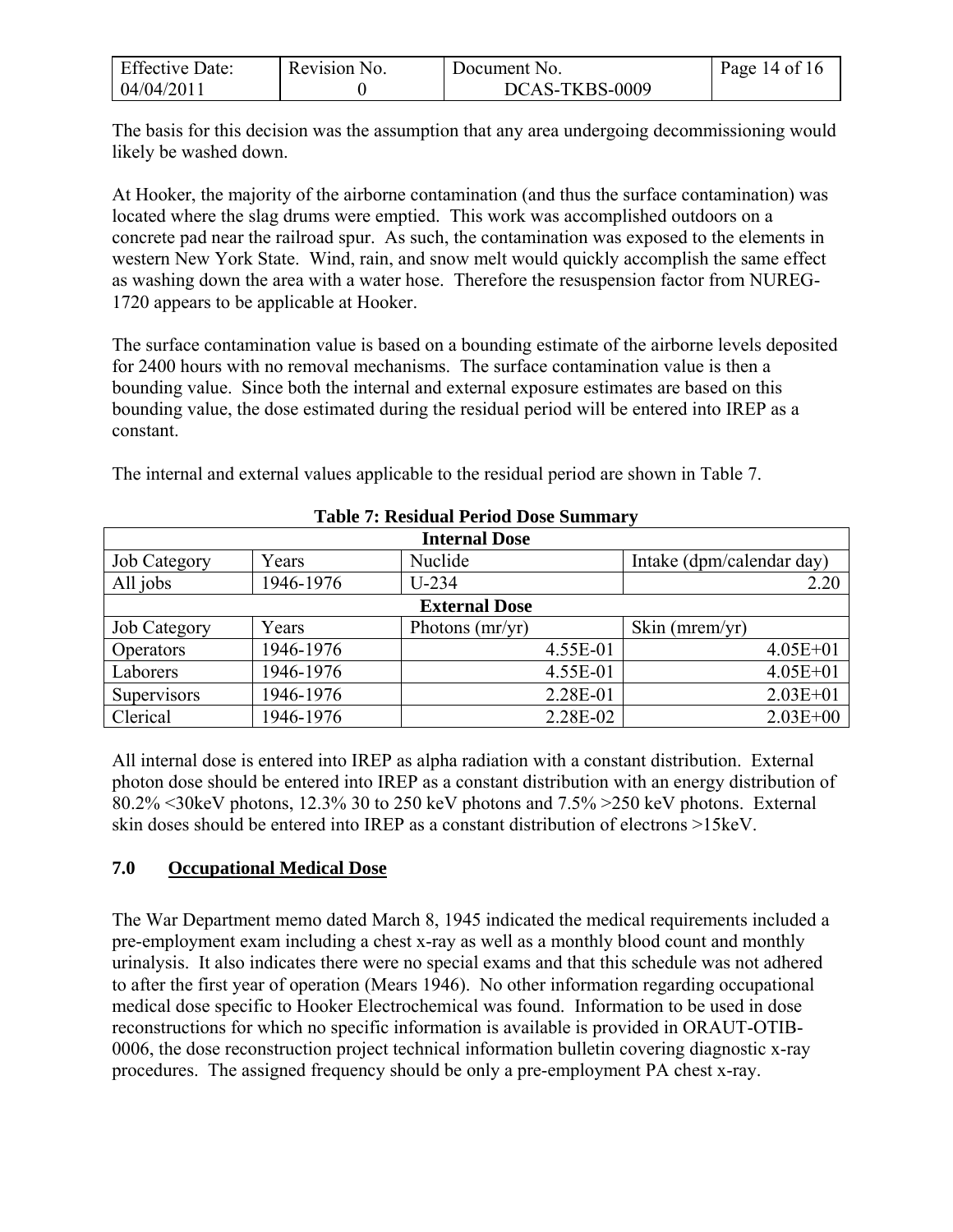The basis for this decision was the assumption that any area undergoing decommissioning would likely be washed down.

At Hooker, the majority of the airborne contamination (and thus the surface contamination) was located where the slag drums were emptied. This work was accomplished outdoors on a concrete pad near the railroad spur. As such, the contamination was exposed to the elements in western New York State. Wind, rain, and snow melt would quickly accomplish the same effect as washing down the area with a water hose. Therefore the resuspension factor from NUREG-1720 appears to be applicable at Hooker.

The surface contamination value is based on a bounding estimate of the airborne levels deposited for 2400 hours with no removal mechanisms. The surface contamination value is then a bounding value. Since both the internal and external exposure estimates are based on this bounding value, the dose estimated during the residual period will be entered into IREP as a constant.

The internal and external values applicable to the residual period are shown in Table 7.

**Table 7: Residual Period Dose Summary**

| **Internal Dose** | | | |
|---|---|---|---|
| Job Category | Years | Nuclide | Intake (dpm/calendar day) |
| All jobs | 1946-1976 | U-234 | 2.20 |
| **External Dose** | | | |
| Job Category | Years | Photons (mr/yr) | Skin (mrem/yr) |
| Operators | 1946-1976 | 4.55E-01 | 4.05E+01 |
| Laborers | 1946-1976 | 4.55E-01 | 4.05E+01 |
| Supervisors | 1946-1976 | 2.28E-01 | 2.03E+01 |
| Clerical | 1946-1976 | 2.28E-02 | 2.03E+00 |

All internal dose is entered into IREP as alpha radiation with a constant distribution. External photon dose should be entered into IREP as a constant distribution with an energy distribution of 80.2% <30keV photons, 12.3% 30 to 250 keV photons and 7.5% >250 keV photons. External skin doses should be entered into IREP as a constant distribution of electrons >15keV.

## 7.0 Occupational Medical Dose

The War Department memo dated March 8, 1945 indicated the medical requirements included a pre-employment exam including a chest x-ray as well as a monthly blood count and monthly urinalysis. It also indicates there were no special exams and that this schedule was not adhered to after the first year of operation (Mears 1946). No other information regarding occupational medical dose specific to Hooker Electrochemical was found. Information to be used in dose reconstructions for which no specific information is available is provided in ORAUT-OTIB-0006, the dose reconstruction project technical information bulletin covering diagnostic x-ray procedures. The assigned frequency should be only a pre-employment PA chest x-ray.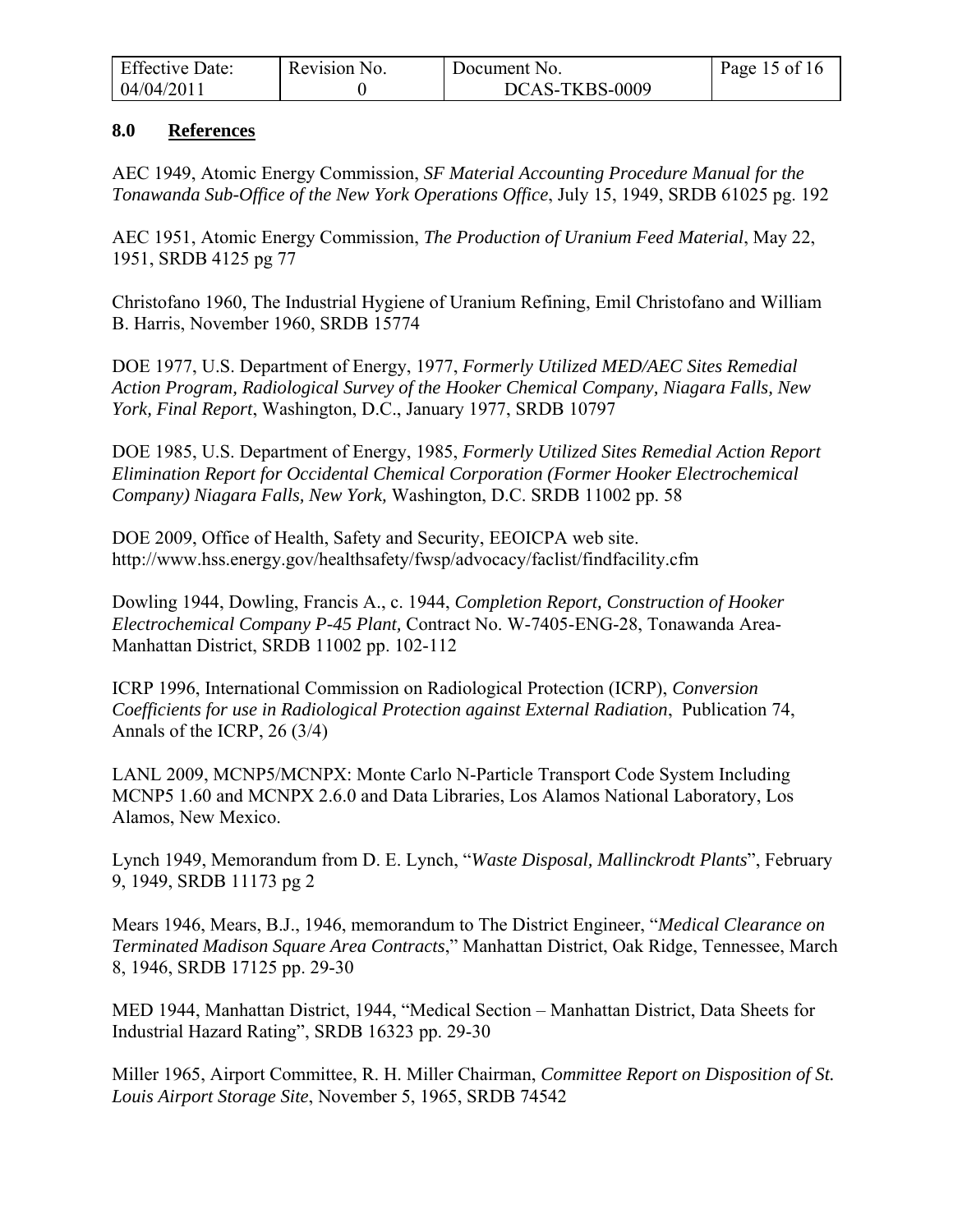## 8.0 References

AEC 1949, Atomic Energy Commission, *SF Material Accounting Procedure Manual for the Tonawanda Sub-Office of the New York Operations Office*, July 15, 1949, SRDB 61025 pg. 192

AEC 1951, Atomic Energy Commission, *The Production of Uranium Feed Material*, May 22, 1951, SRDB 4125 pg 77

Christofano 1960, The Industrial Hygiene of Uranium Refining, Emil Christofano and William B. Harris, November 1960, SRDB 15774

DOE 1977, U.S. Department of Energy, 1977, *Formerly Utilized MED/AEC Sites Remedial Action Program, Radiological Survey of the Hooker Chemical Company, Niagara Falls, New York, Final Report*, Washington, D.C., January 1977, SRDB 10797

DOE 1985, U.S. Department of Energy, 1985, *Formerly Utilized Sites Remedial Action Report Elimination Report for Occidental Chemical Corporation (Former Hooker Electrochemical Company) Niagara Falls, New York,* Washington, D.C. SRDB 11002 pp. 58

DOE 2009, Office of Health, Safety and Security, EEOICPA web site. http://www.hss.energy.gov/healthsafety/fwsp/advocacy/faclist/findfacility.cfm

Dowling 1944, Dowling, Francis A., c. 1944, *Completion Report, Construction of Hooker Electrochemical Company P-45 Plant,* Contract No. W-7405-ENG-28, Tonawanda Area-Manhattan District, SRDB 11002 pp. 102-112

ICRP 1996, International Commission on Radiological Protection (ICRP), *Conversion Coefficients for use in Radiological Protection against External Radiation*, Publication 74, Annals of the ICRP, 26 (3/4)

LANL 2009, MCNP5/MCNPX: Monte Carlo N-Particle Transport Code System Including MCNP5 1.60 and MCNPX 2.6.0 and Data Libraries, Los Alamos National Laboratory, Los Alamos, New Mexico.

Lynch 1949, Memorandum from D. E. Lynch, "*Waste Disposal, Mallinckrodt Plants*", February 9, 1949, SRDB 11173 pg 2

Mears 1946, Mears, B.J., 1946, memorandum to The District Engineer, "*Medical Clearance on Terminated Madison Square Area Contracts*," Manhattan District, Oak Ridge, Tennessee, March 8, 1946, SRDB 17125 pp. 29-30

MED 1944, Manhattan District, 1944, "Medical Section – Manhattan District, Data Sheets for Industrial Hazard Rating", SRDB 16323 pp. 29-30

Miller 1965, Airport Committee, R. H. Miller Chairman, *Committee Report on Disposition of St. Louis Airport Storage Site*, November 5, 1965, SRDB 74542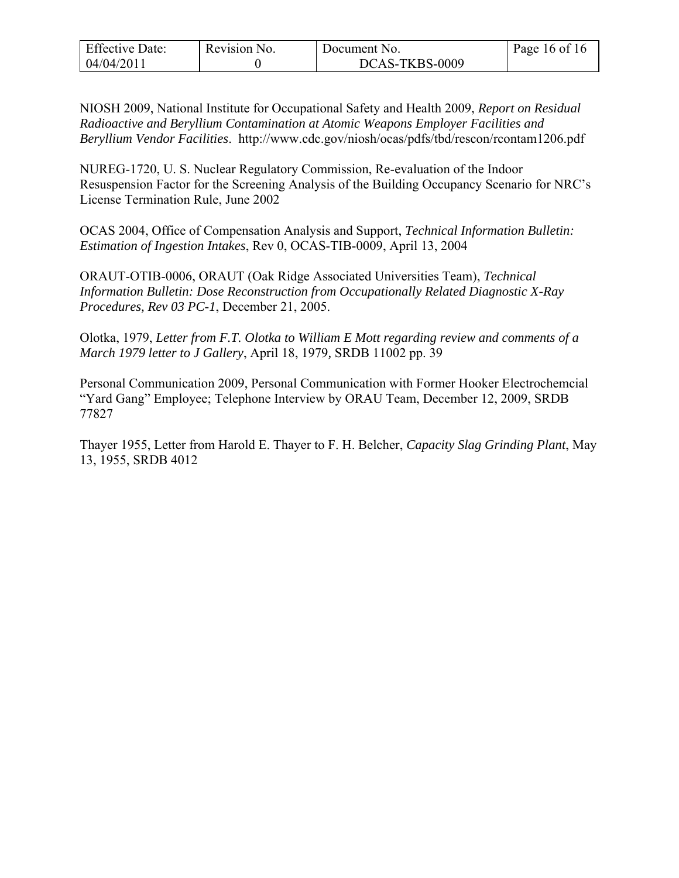NIOSH 2009, National Institute for Occupational Safety and Health 2009, *Report on Residual Radioactive and Beryllium Contamination at Atomic Weapons Employer Facilities and Beryllium Vendor Facilities*. http://www.cdc.gov/niosh/ocas/pdfs/tbd/rescon/rcontam1206.pdf

NUREG-1720, U. S. Nuclear Regulatory Commission, Re-evaluation of the Indoor Resuspension Factor for the Screening Analysis of the Building Occupancy Scenario for NRC's License Termination Rule, June 2002

OCAS 2004, Office of Compensation Analysis and Support, *Technical Information Bulletin: Estimation of Ingestion Intakes*, Rev 0, OCAS-TIB-0009, April 13, 2004

ORAUT-OTIB-0006, ORAUT (Oak Ridge Associated Universities Team), *Technical Information Bulletin: Dose Reconstruction from Occupationally Related Diagnostic X-Ray Procedures, Rev 03 PC-1*, December 21, 2005.

Olotka, 1979, *Letter from F.T. Olotka to William E Mott regarding review and comments of a March 1979 letter to J Gallery*, April 18, 1979, SRDB 11002 pp. 39

Personal Communication 2009, Personal Communication with Former Hooker Electrochemcial "Yard Gang" Employee; Telephone Interview by ORAU Team, December 12, 2009, SRDB 77827

Thayer 1955, Letter from Harold E. Thayer to F. H. Belcher, *Capacity Slag Grinding Plant*, May 13, 1955, SRDB 4012